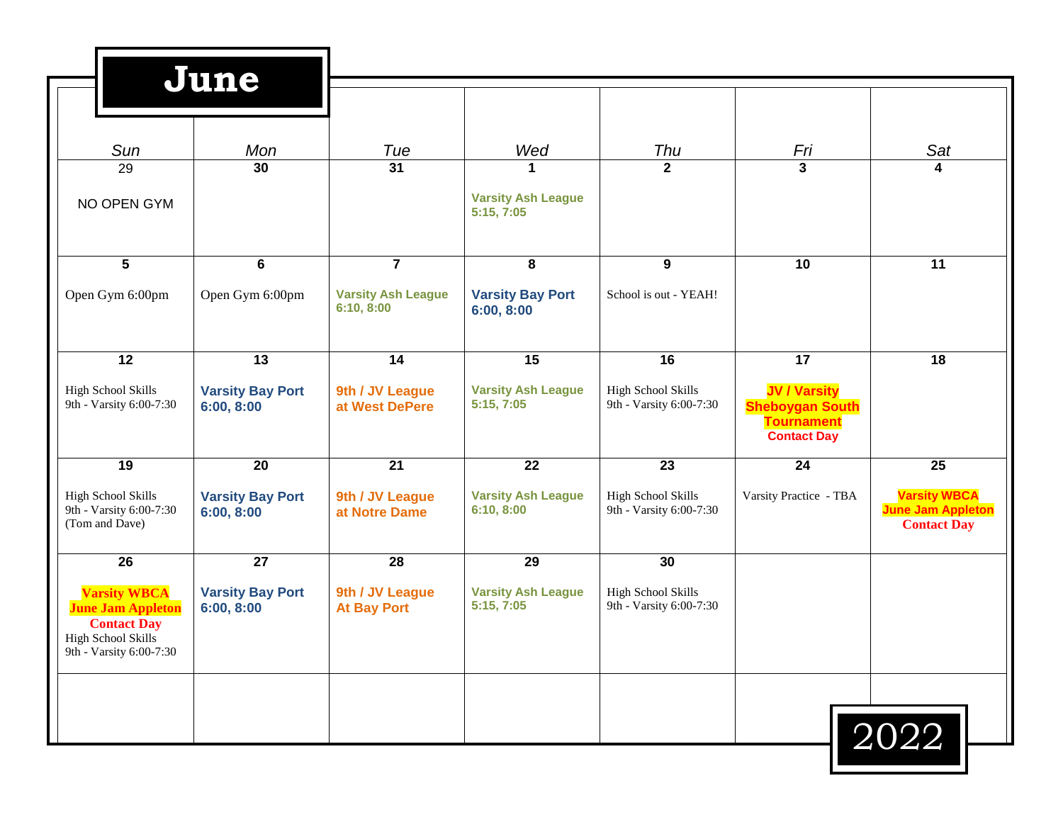# June

| Sun | Mon | Tue | Wed | Thu | Fri | Sat |
|---|---|---|---|---|---|---|
| 29<br><br>NO OPEN GYM | 30 | 31 | 1<br><br>**Varsity Ash League**<br>**5:15, 7:05** | 2 | 3 | 4 |
| 5<br><br>Open Gym 6:00pm | 6<br><br>Open Gym 6:00pm | 7<br><br>**Varsity Ash League**<br>**6:10, 8:00** | 8<br><br>**Varsity Bay Port**<br>**6:00, 8:00** | 9<br><br>School is out - YEAH! | 10 | 11 |
| 12<br><br>High School Skills<br>9th - Varsity 6:00-7:30 | 13<br><br>**Varsity Bay Port**<br>**6:00, 8:00** | 14<br><br>**9th / JV League**<br>**at West DePere** | 15<br><br>**Varsity Ash League**<br>**5:15, 7:05** | 16<br><br>High School Skills<br>9th - Varsity 6:00-7:30 | 17<br><br>**JV / Varsity**<br>**Sheboygan South**<br>**Tournament**<br>**Contact Day** | 18 |
| 19<br><br>High School Skills<br>9th - Varsity 6:00-7:30<br>(Tom and Dave) | 20<br><br>**Varsity Bay Port**<br>**6:00, 8:00** | 21<br><br>**9th / JV League**<br>**at Notre Dame** | 22<br><br>**Varsity Ash League**<br>**6:10, 8:00** | 23<br><br>High School Skills<br>9th - Varsity 6:00-7:30 | 24<br><br>Varsity Practice - TBA | 25<br><br>**Varsity WBCA**<br>**June Jam Appleton**<br>**Contact Day** |
| 26<br><br>**Varsity WBCA**<br>**June Jam Appleton**<br>**Contact Day**<br>High School Skills<br>9th - Varsity 6:00-7:30 | 27<br><br>**Varsity Bay Port**<br>**6:00, 8:00** | 28<br><br>**9th / JV League**<br>**At Bay Port** | 29<br><br>**Varsity Ash League**<br>**5:15, 7:05** | 30<br><br>High School Skills<br>9th - Varsity 6:00-7:30 | | |
| | | | | | | |

2022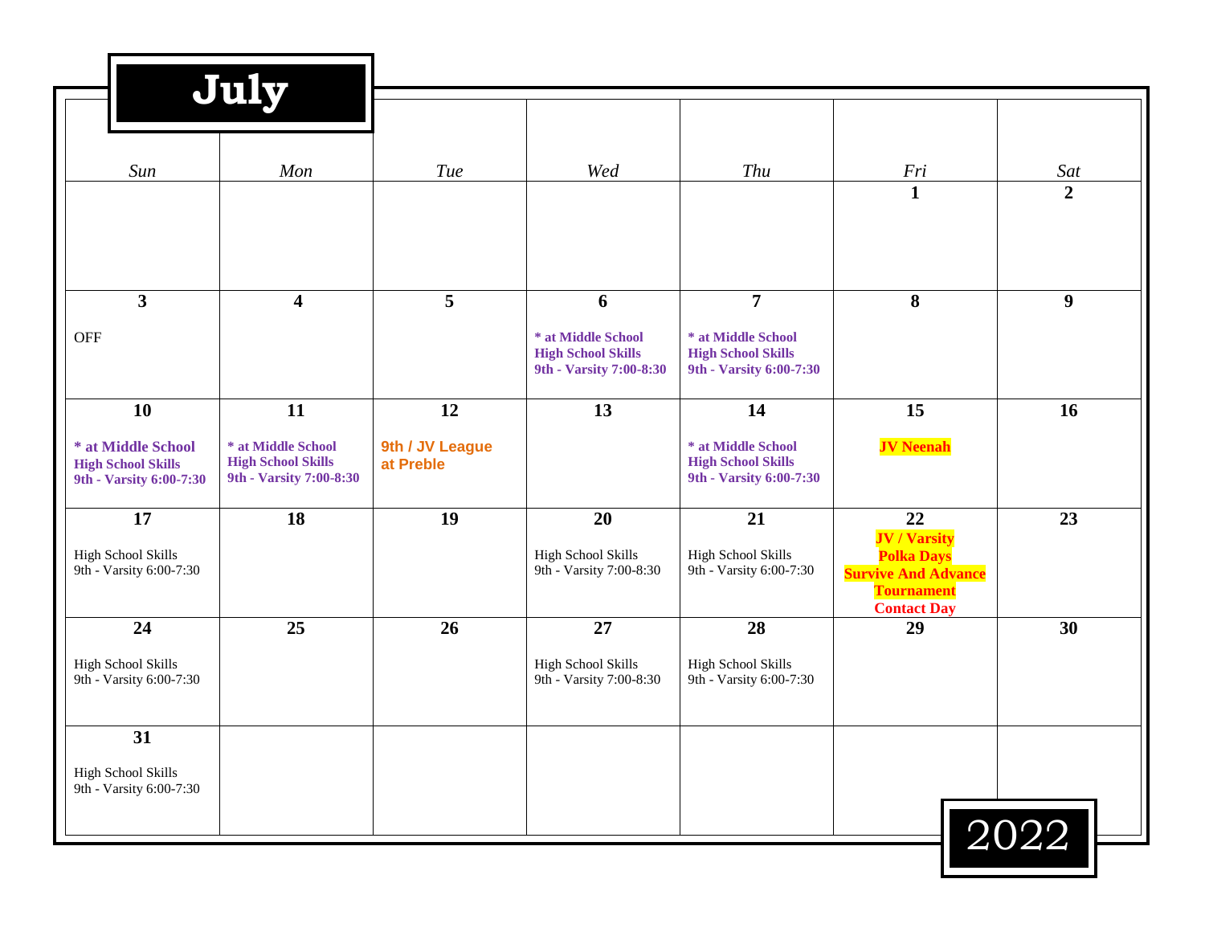# July

| Sun | Mon | Tue | Wed | Thu | Fri | Sat |
|---|---|---|---|---|---|---|
| | | | | | **1** | **2** |
| **3**<br>OFF | **4** | **5** | **6**<br>**\* at Middle School**<br>**High School Skills**<br>**9th - Varsity 7:00-8:30** | **7**<br>**\* at Middle School**<br>**High School Skills**<br>**9th - Varsity 6:00-7:30** | **8** | **9** |
| **10**<br>**\* at Middle School**<br>**High School Skills**<br>**9th - Varsity 6:00-7:30** | **11**<br>**\* at Middle School**<br>**High School Skills**<br>**9th - Varsity 7:00-8:30** | **12**<br>**9th / JV League at Preble** | **13** | **14**<br>**\* at Middle School**<br>**High School Skills**<br>**9th - Varsity 6:00-7:30** | **15**<br>**JV Neenah** | **16** |
| **17**<br>High School Skills<br>9th - Varsity 6:00-7:30 | **18** | **19** | **20**<br>High School Skills<br>9th - Varsity 7:00-8:30 | **21**<br>High School Skills<br>9th - Varsity 6:00-7:30 | **22**<br>**JV / Varsity**<br>**Polka Days**<br>**Survive And Advance Tournament**<br>**Contact Day** | **23** |
| **24**<br>High School Skills<br>9th - Varsity 6:00-7:30 | **25** | **26** | **27**<br>High School Skills<br>9th - Varsity 7:00-8:30 | **28**<br>High School Skills<br>9th - Varsity 6:00-7:30 | **29** | **30** |
| **31**<br>High School Skills<br>9th - Varsity 6:00-7:30 | | | | | | |

2022